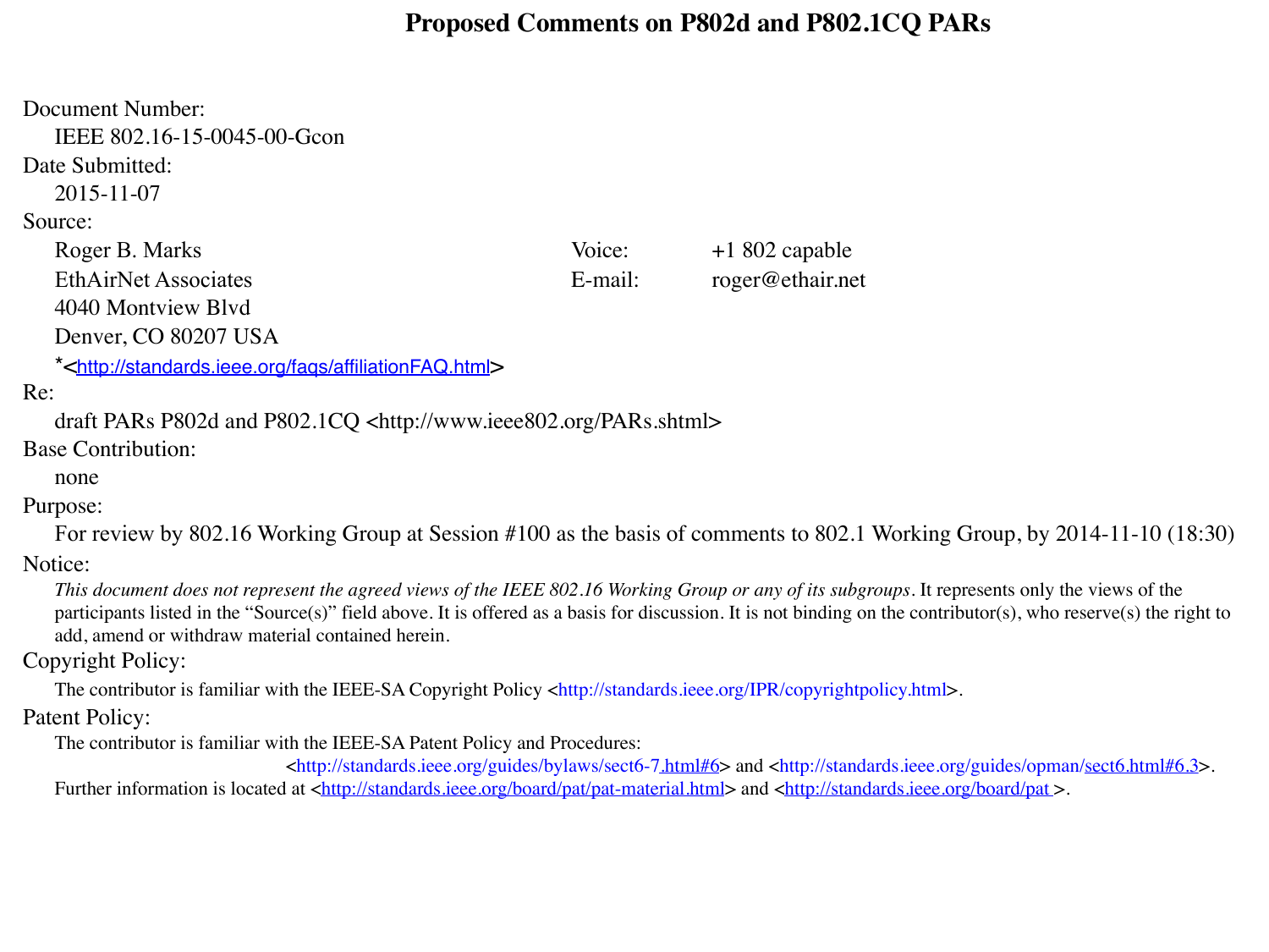# Proposed Comments on P802d and P802.1CQ PARs

**Document Number:**
IEEE 802.16-15-0045-00-Gcon

**Date Submitted:**
2015-11-07

**Source:**

| | | |
|---|---|---|
| Roger B. Marks | Voice: | +1 802 capable |
| EthAirNet Associates | E-mail: | roger@ethair.net |
| 4040 Montview Blvd | | |
| Denver, CO 80207 USA | | |

*<http://standards.ieee.org/faqs/affiliationFAQ.html>

**Re:**
draft PARs P802d and P802.1CQ <http://www.ieee802.org/PARs.shtml>

**Base Contribution:**
none

**Purpose:**
For review by 802.16 Working Group at Session #100 as the basis of comments to 802.1 Working Group, by 2014-11-10 (18:30)

**Notice:**
*This document does not represent the agreed views of the IEEE 802.16 Working Group or any of its subgroups*. It represents only the views of the participants listed in the "Source(s)" field above. It is offered as a basis for discussion. It is not binding on the contributor(s), who reserve(s) the right to add, amend or withdraw material contained herein.

**Copyright Policy:**
The contributor is familiar with the IEEE-SA Copyright Policy <http://standards.ieee.org/IPR/copyrightpolicy.html>.

**Patent Policy:**
The contributor is familiar with the IEEE-SA Patent Policy and Procedures:
<http://standards.ieee.org/guides/bylaws/sect6-7.html#6> and <http://standards.ieee.org/guides/opman/sect6.html#6.3>.
Further information is located at <http://standards.ieee.org/board/pat/pat-material.html> and <http://standards.ieee.org/board/pat >.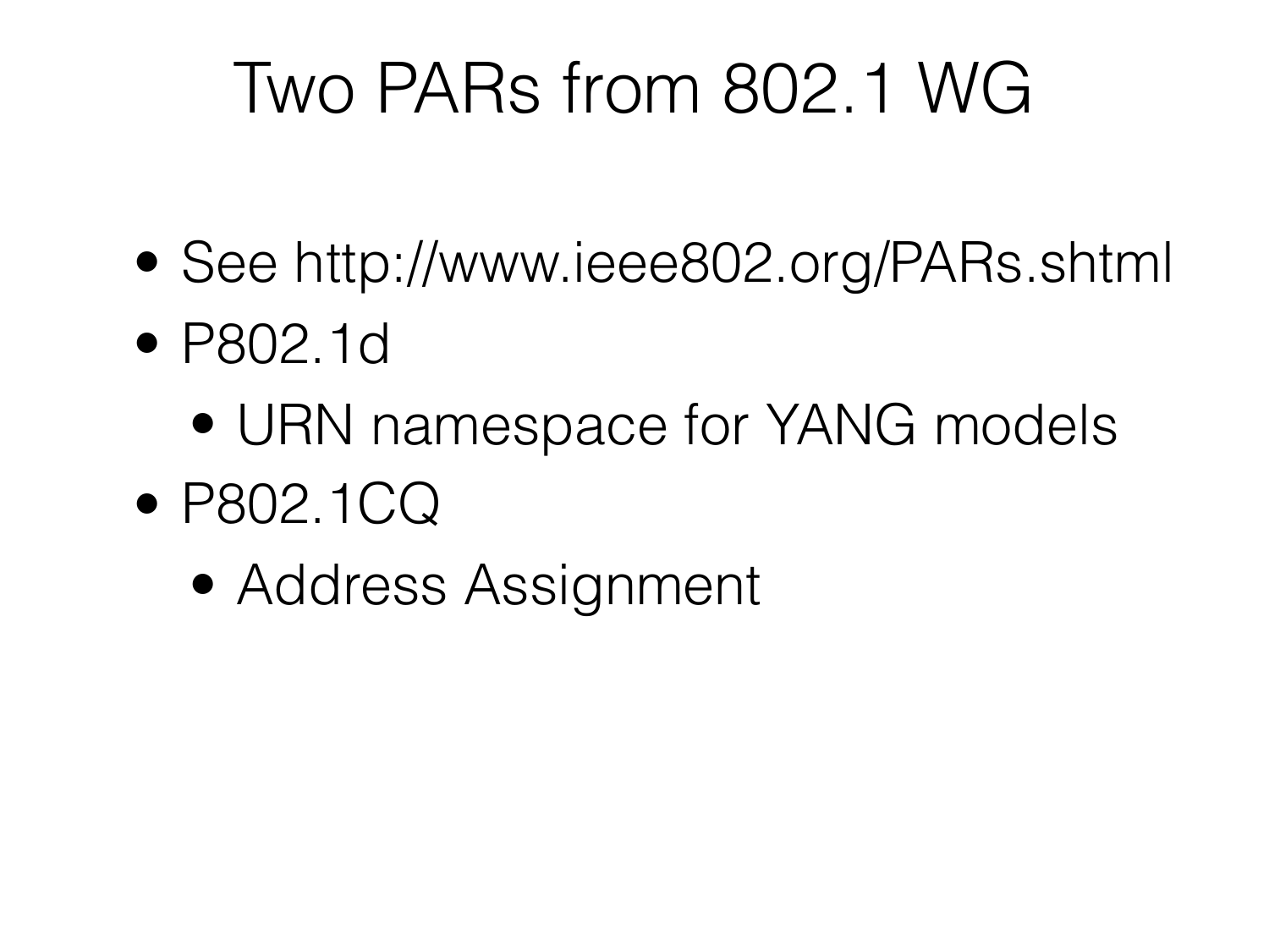# Two PARs from 802.1 WG

- See http://www.ieee802.org/PARs.shtml
- P802.1d
  - URN namespace for YANG models
- P802.1CQ
  - Address Assignment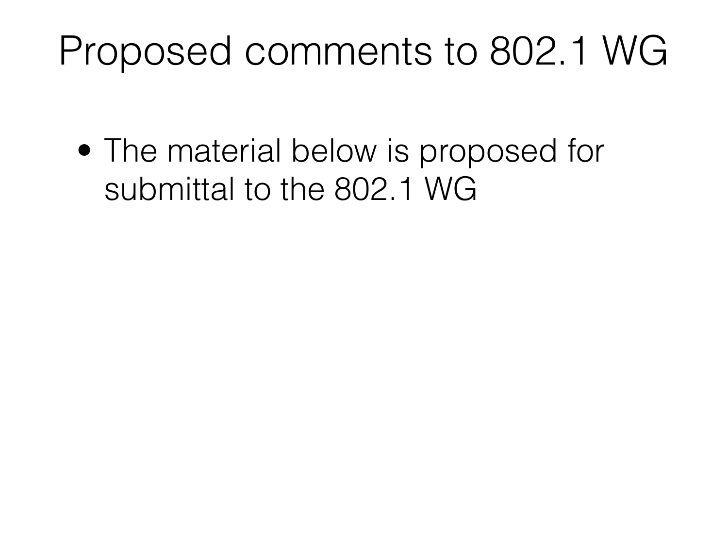# Proposed comments to 802.1 WG

- The material below is proposed for submittal to the 802.1 WG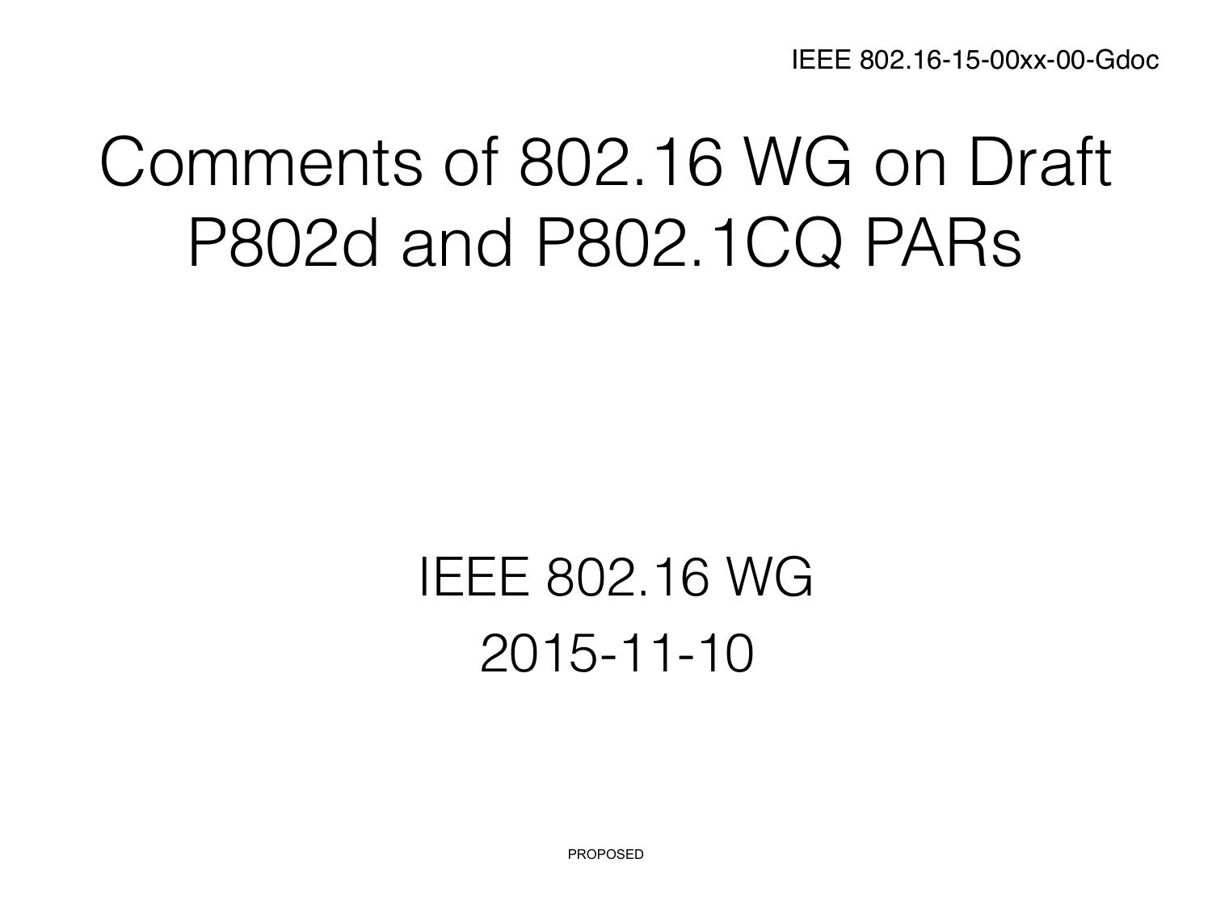IEEE 802.16-15-00xx-00-Gdoc

# Comments of 802.16 WG on Draft P802d and P802.1CQ PARs

IEEE 802.16 WG

2015-11-10

PROPOSED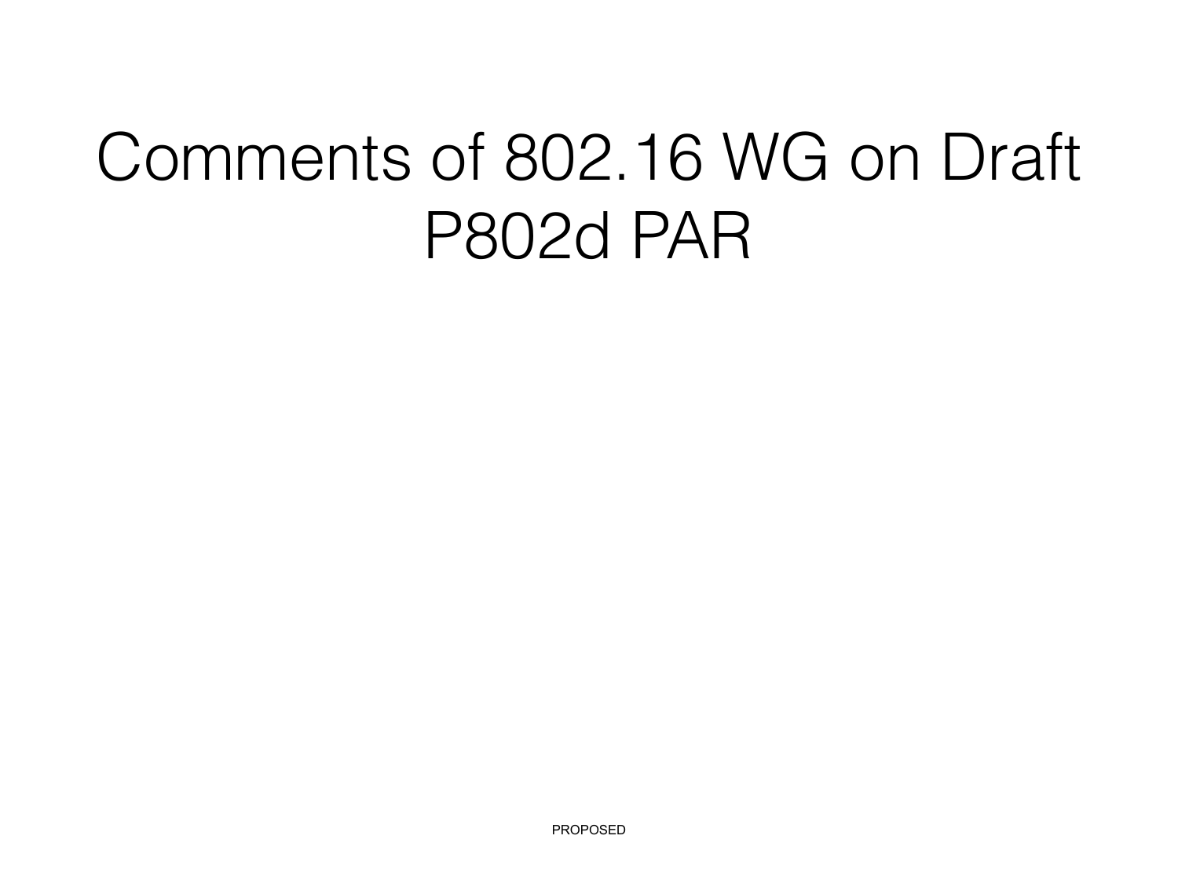# Comments of 802.16 WG on Draft P802d PAR

PROPOSED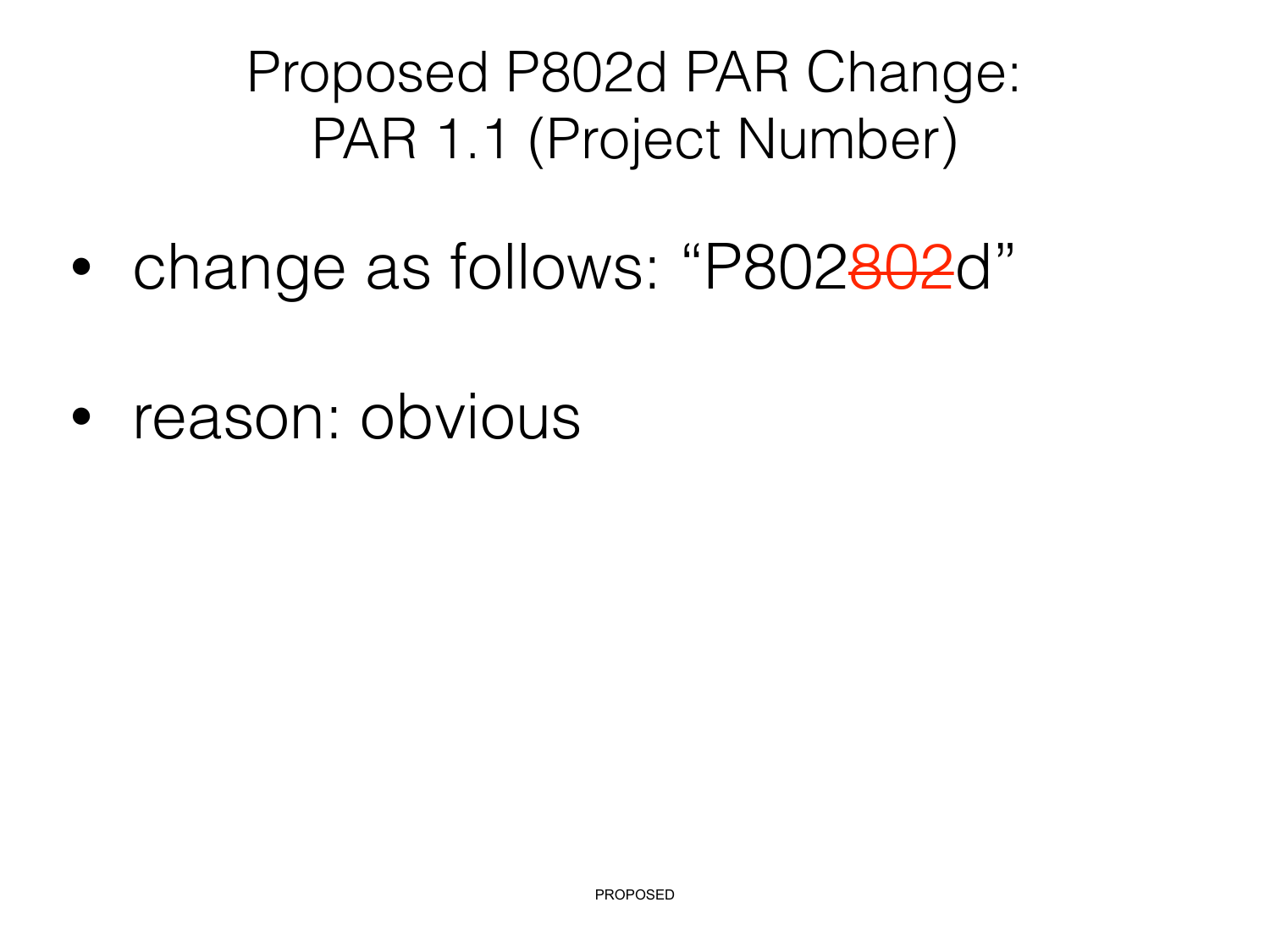# Proposed P802d PAR Change: PAR 1.1 (Project Number)

- change as follows: "P802~~802~~d"
- reason: obvious

PROPOSED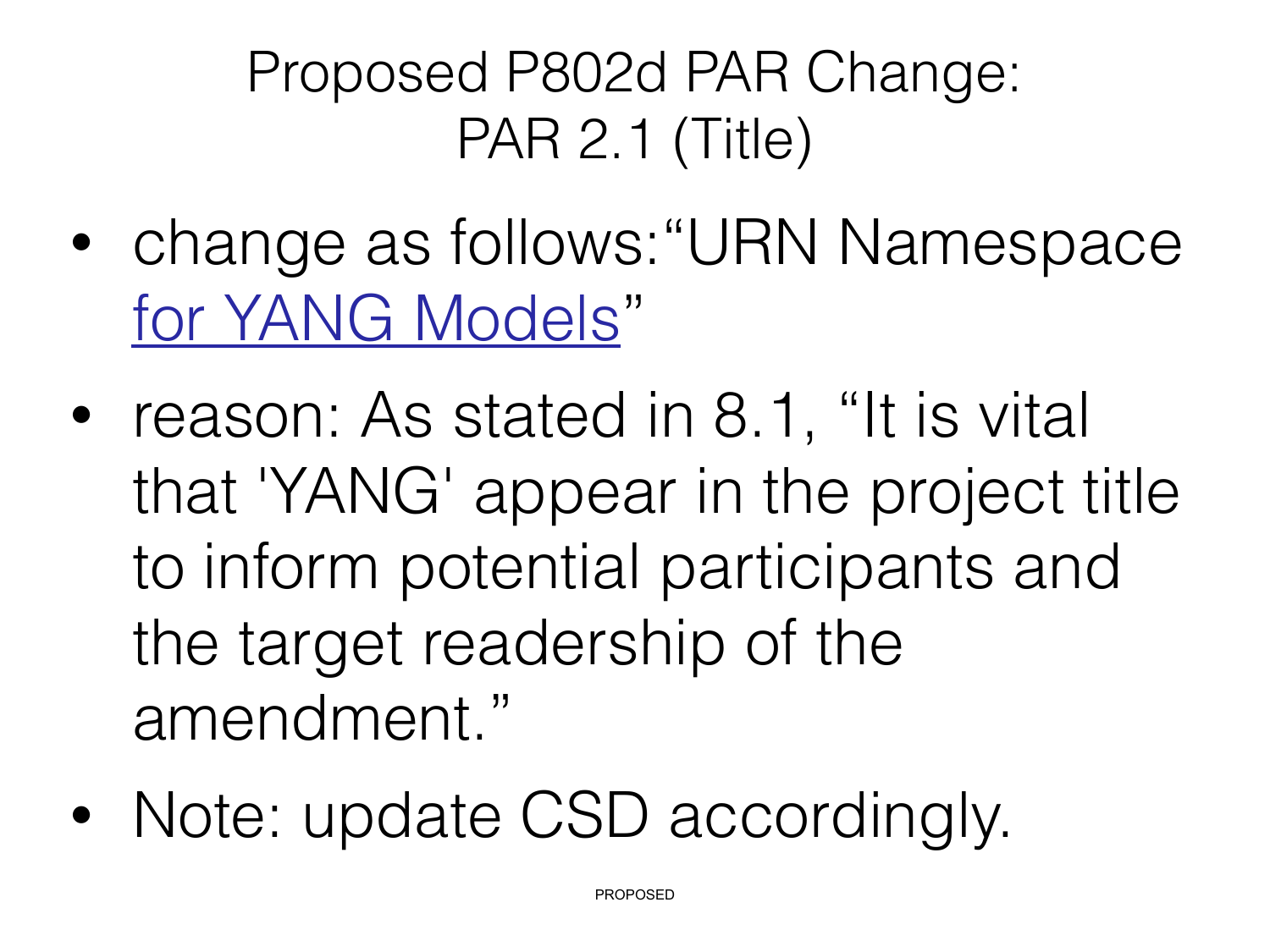# Proposed P802d PAR Change: PAR 2.1 (Title)

- change as follows:"URN Namespace <u>for YANG Models</u>"
- reason: As stated in 8.1, "It is vital that 'YANG' appear in the project title to inform potential participants and the target readership of the amendment."
- Note: update CSD accordingly.

PROPOSED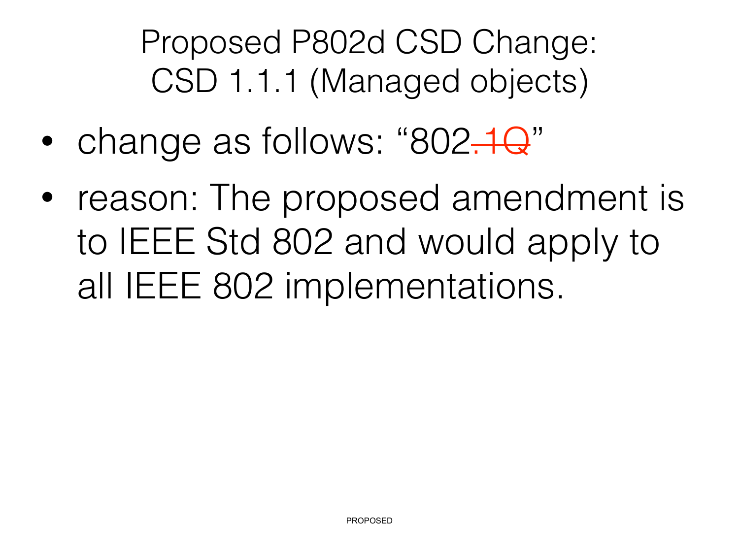# Proposed P802d CSD Change: CSD 1.1.1 (Managed objects)

- change as follows: "802~~.1Q~~"
- reason: The proposed amendment is to IEEE Std 802 and would apply to all IEEE 802 implementations.

PROPOSED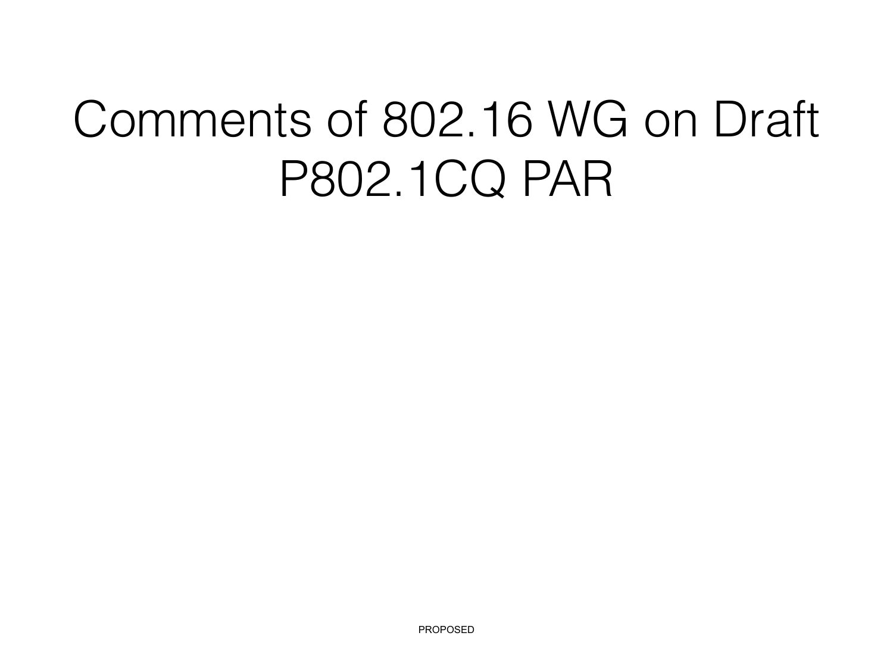# Comments of 802.16 WG on Draft P802.1CQ PAR

PROPOSED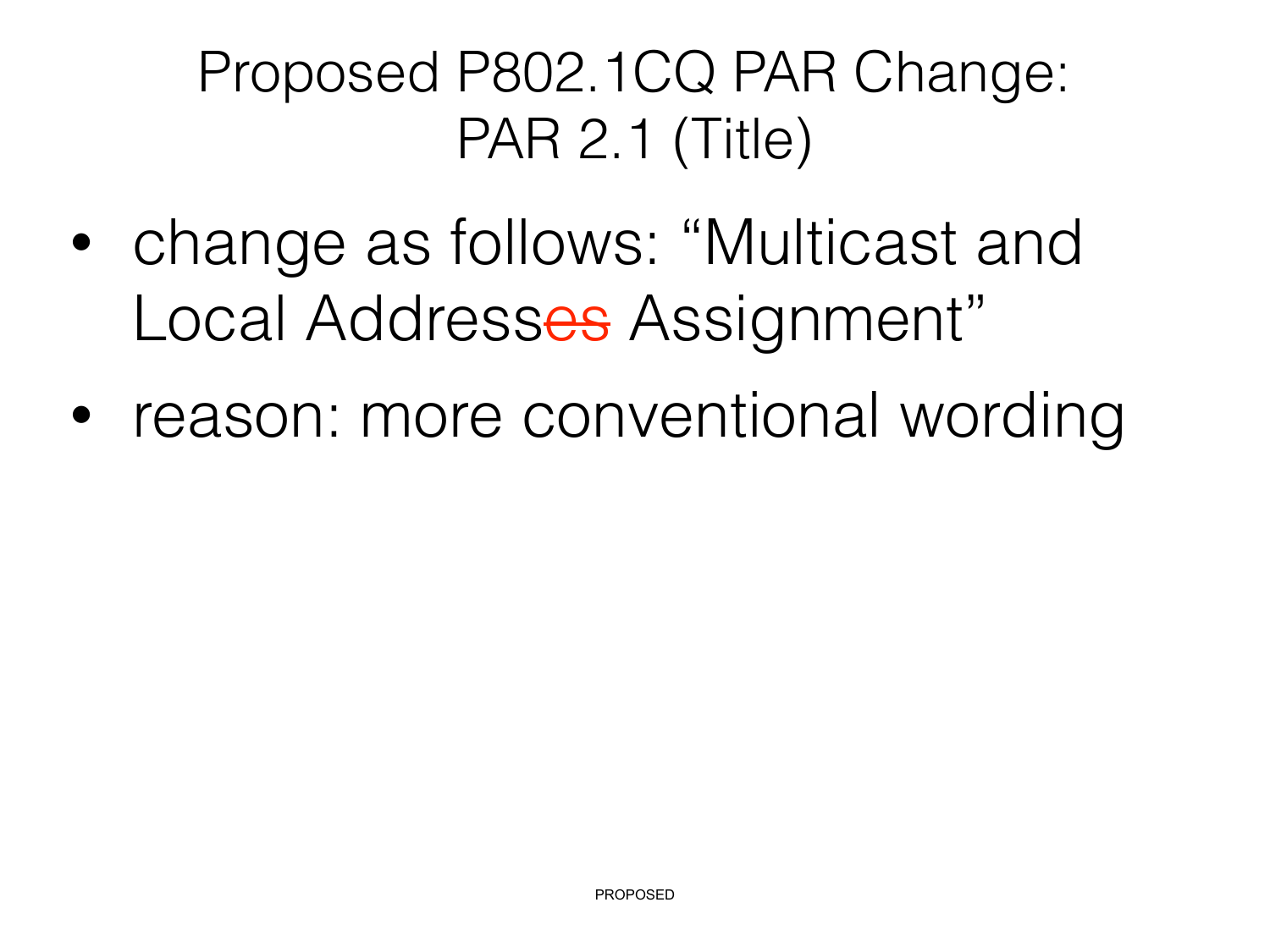# Proposed P802.1CQ PAR Change: PAR 2.1 (Title)

- change as follows: "Multicast and Local Address~~es~~ Assignment"
- reason: more conventional wording

PROPOSED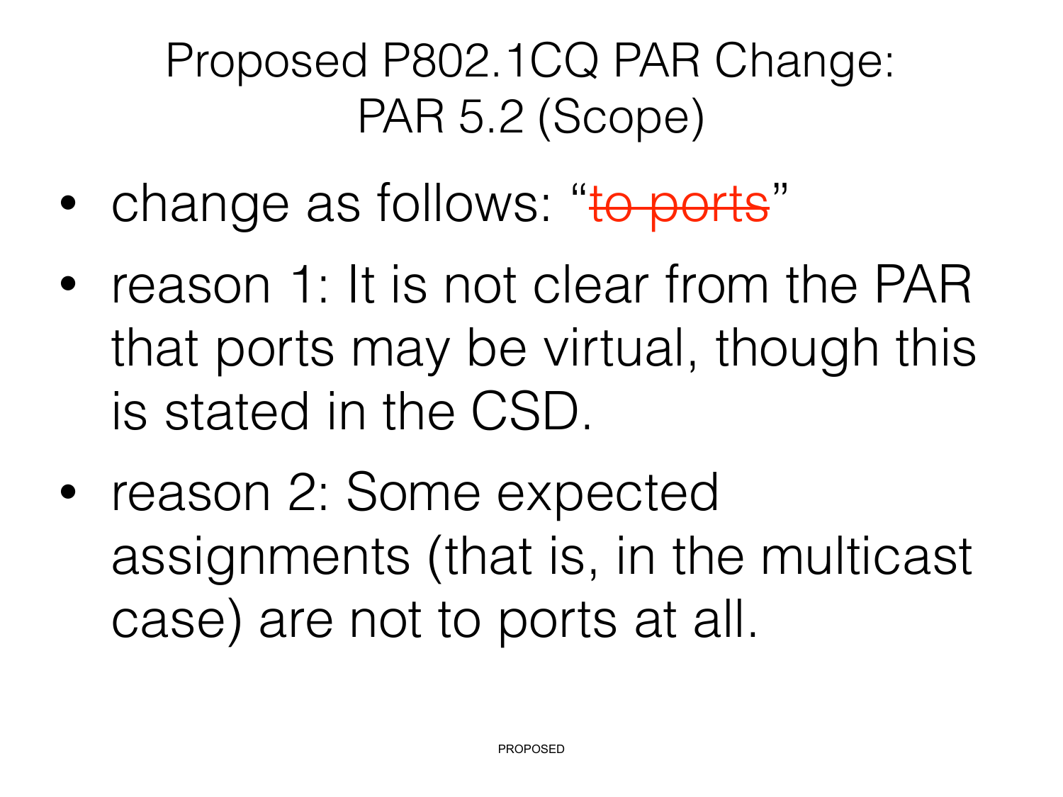# Proposed P802.1CQ PAR Change: PAR 5.2 (Scope)

- change as follows: "~~to ports~~"
- reason 1: It is not clear from the PAR that ports may be virtual, though this is stated in the CSD.
- reason 2: Some expected assignments (that is, in the multicast case) are not to ports at all.

PROPOSED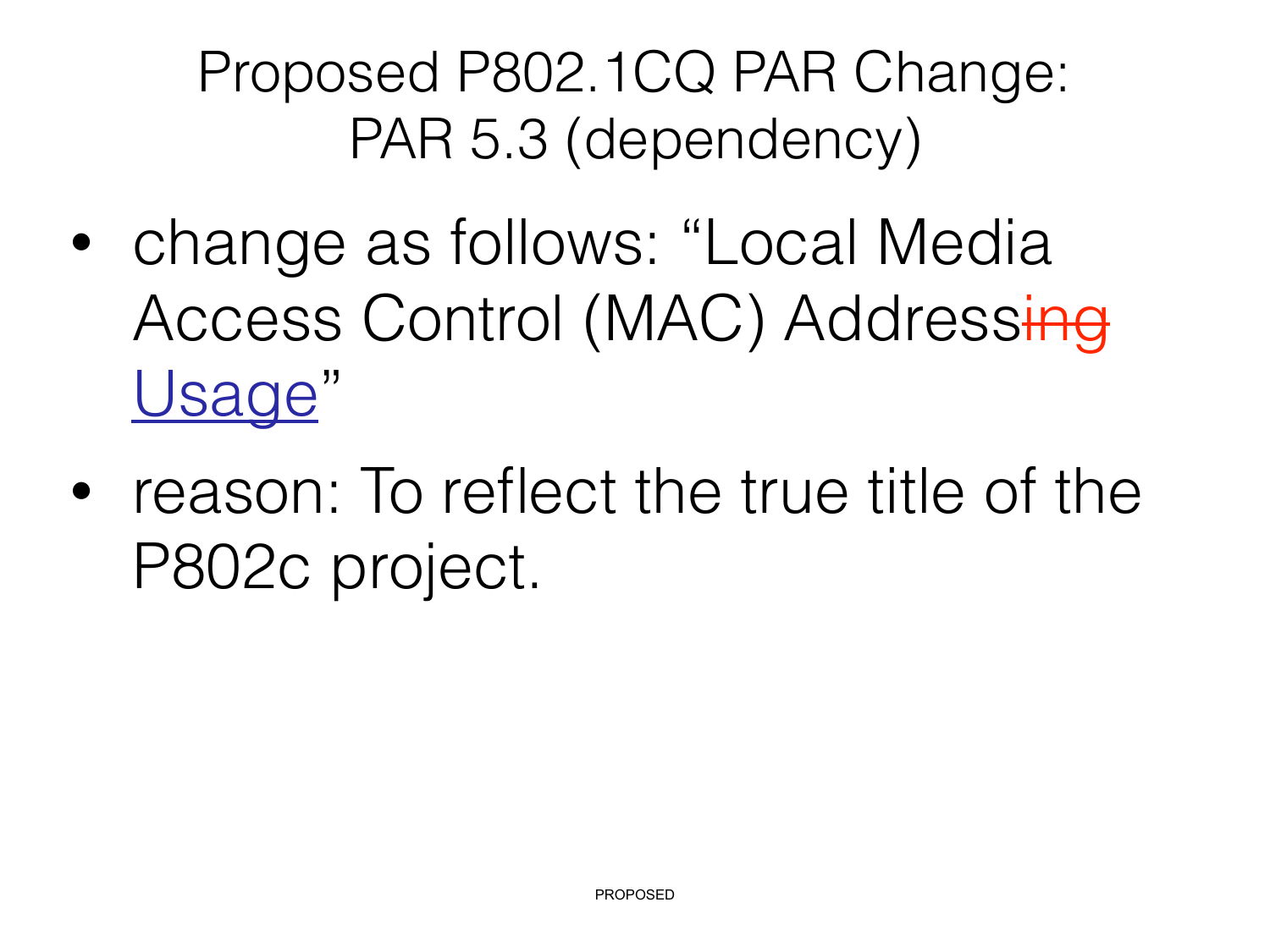# Proposed P802.1CQ PAR Change: PAR 5.3 (dependency)

- change as follows: “Local Media Access Control (MAC) Address~~ing~~ <u>Usage</u>”
- reason: To reflect the true title of the P802c project.

PROPOSED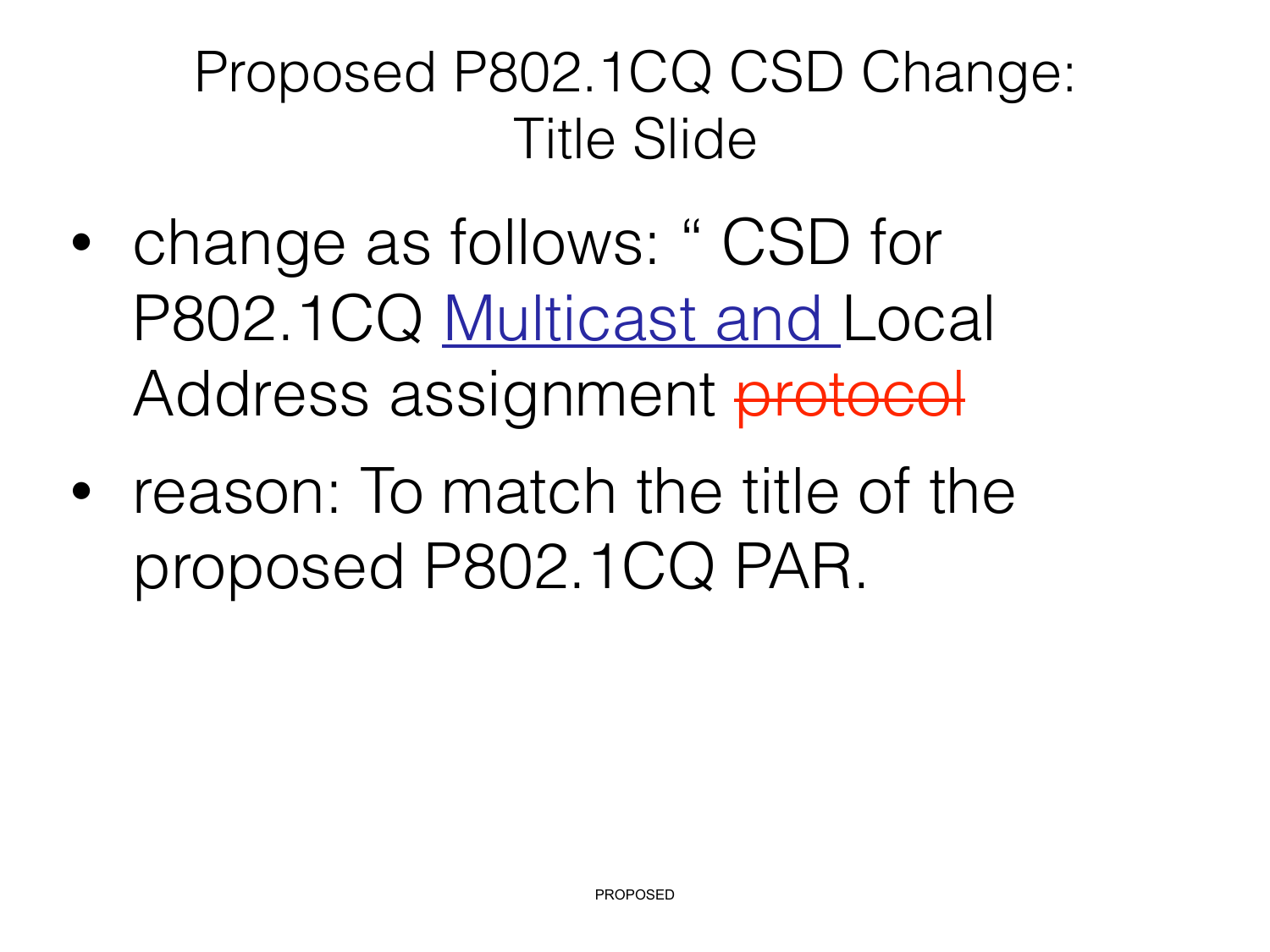# Proposed P802.1CQ CSD Change: Title Slide

- change as follows: " CSD for P802.1CQ Multicast and Local Address assignment ~~protocol~~
- reason: To match the title of the proposed P802.1CQ PAR.

PROPOSED